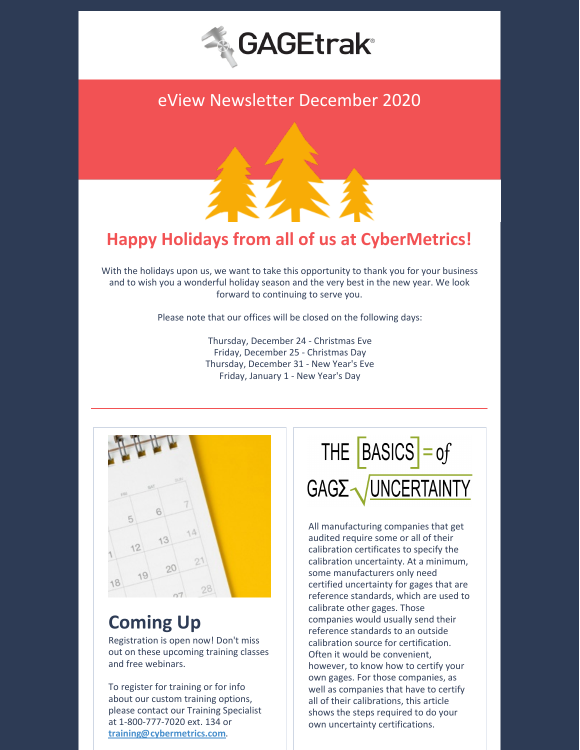# GAGEtrak

## eView Newsletter December 2020

## Happy Holidays from all of us at CyberMetrics!

With the holidays upon us, we want to take this opportunity to thank you for your business and to wish you a wonderful holiday season and the very best in the new year. We look forward to continuing to serve you.

Please note that our offices will be closed on the following days:

Thursday, December 24 - Christmas Eve
Friday, December 25 - Christmas Day
Thursday, December 31 - New Year's Eve
Friday, January 1 - New Year's Day

---

## Coming Up

Registration is open now! Don't miss out on these upcoming training classes and free webinars.

To register for training or for info about our custom training options, please contact our Training Specialist at 1-800-777-7020 ext. 134 or **training@cybermetrics.com**.

## THE BASICS of GAGE UNCERTAINTY

All manufacturing companies that get audited require some or all of their calibration certificates to specify the calibration uncertainty. At a minimum, some manufacturers only need certified uncertainty for gages that are reference standards, which are used to calibrate other gages. Those companies would usually send their reference standards to an outside calibration source for certification. Often it would be convenient, however, to know how to certify your own gages. For those companies, as well as companies that have to certify all of their calibrations, this article shows the steps required to do your own uncertainty certifications.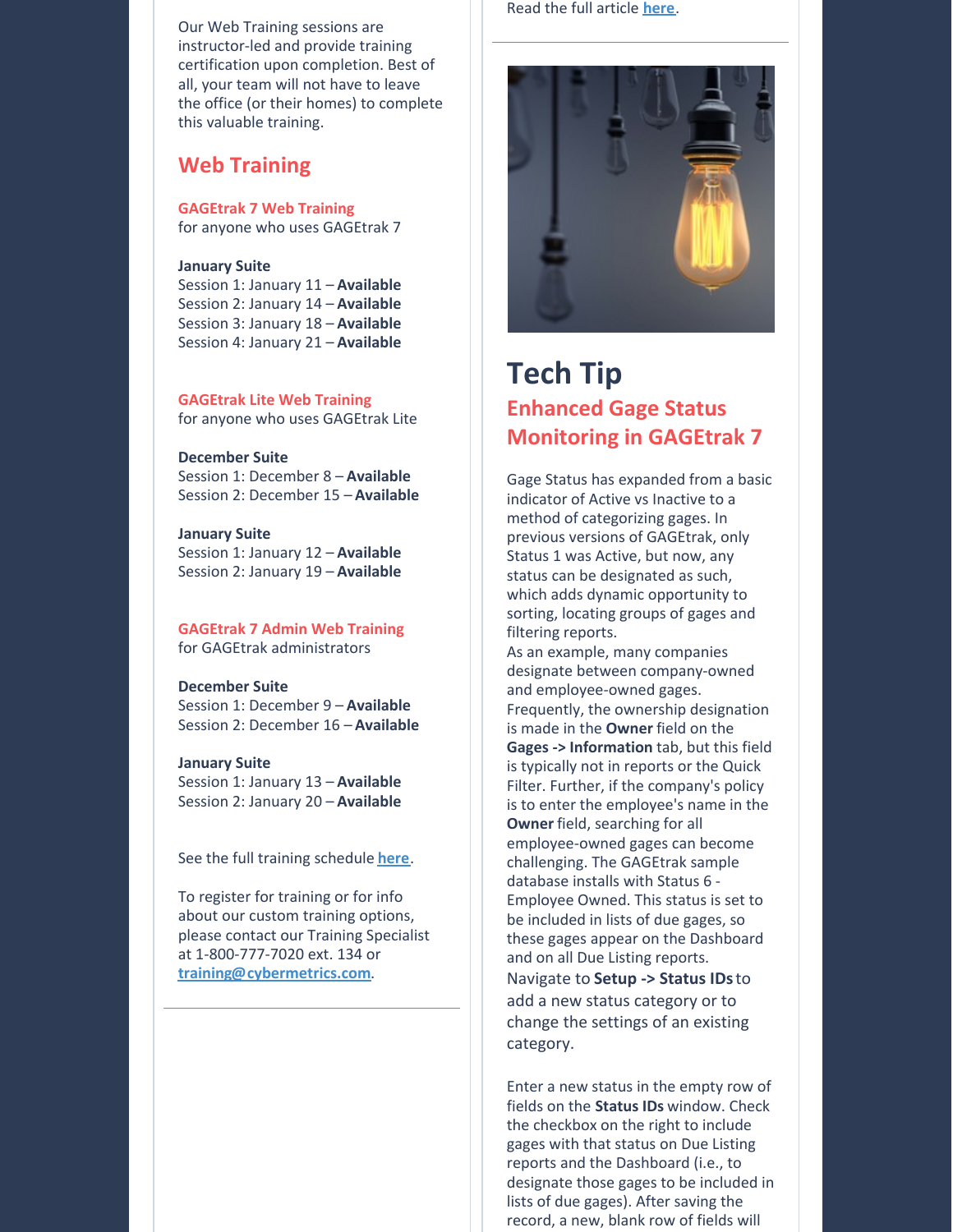Our Web Training sessions are instructor-led and provide training certification upon completion. Best of all, your team will not have to leave the office (or their homes) to complete this valuable training.

## Web Training

**GAGEtrak 7 Web Training**
for anyone who uses GAGEtrak 7

**January Suite**
Session 1: January 11 – **Available**
Session 2: January 14 – **Available**
Session 3: January 18 – **Available**
Session 4: January 21 – **Available**

**GAGEtrak Lite Web Training**
for anyone who uses GAGEtrak Lite

**December Suite**
Session 1: December 8 – **Available**
Session 2: December 15 – **Available**

**January Suite**
Session 1: January 12 – **Available**
Session 2: January 19 – **Available**

**GAGEtrak 7 Admin Web Training**
for GAGEtrak administrators

**December Suite**
Session 1: December 9 – **Available**
Session 2: December 16 – **Available**

**January Suite**
Session 1: January 13 – **Available**
Session 2: January 20 – **Available**

See the full training schedule **here**.

To register for training or for info about our custom training options, please contact our Training Specialist at 1-800-777-7020 ext. 134 or **training@cybermetrics.com**.

Read the full article **here**.

# Tech Tip

## Enhanced Gage Status Monitoring in GAGEtrak 7

Gage Status has expanded from a basic indicator of Active vs Inactive to a method of categorizing gages. In previous versions of GAGEtrak, only Status 1 was Active, but now, any status can be designated as such, which adds dynamic opportunity to sorting, locating groups of gages and filtering reports.

As an example, many companies designate between company-owned and employee-owned gages. Frequently, the ownership designation is made in the **Owner** field on the **Gages -> Information** tab, but this field is typically not in reports or the Quick Filter. Further, if the company's policy is to enter the employee's name in the **Owner** field, searching for all employee-owned gages can become challenging. The GAGEtrak sample database installs with Status 6 - Employee Owned. This status is set to be included in lists of due gages, so these gages appear on the Dashboard and on all Due Listing reports.

Navigate to **Setup -> Status IDs** to add a new status category or to change the settings of an existing category.

Enter a new status in the empty row of fields on the **Status IDs** window. Check the checkbox on the right to include gages with that status on Due Listing reports and the Dashboard (i.e., to designate those gages to be included in lists of due gages). After saving the record, a new, blank row of fields will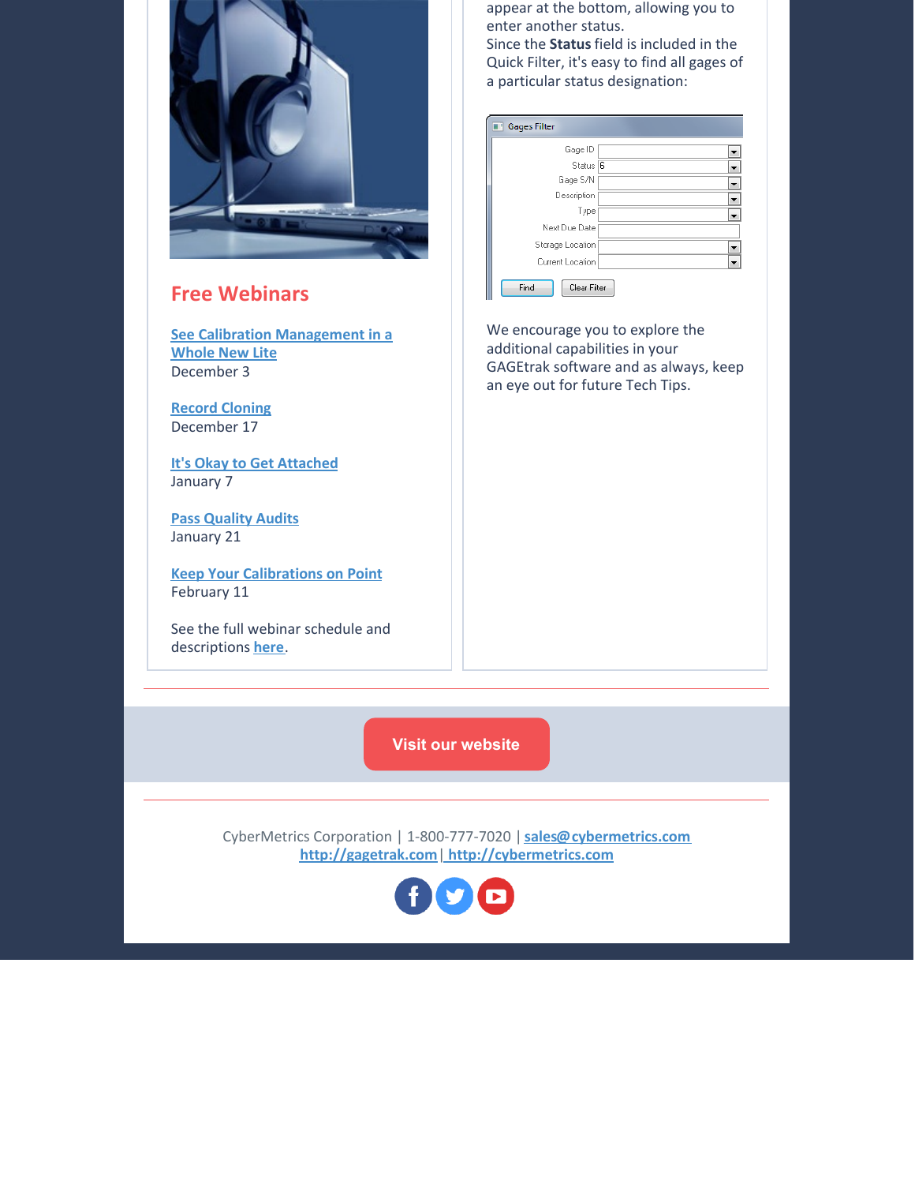## Free Webinars

[See Calibration Management in a Whole New Lite](#)
December 3

[Record Cloning](#)
December 17

[It's Okay to Get Attached](#)
January 7

[Pass Quality Audits](#)
January 21

[Keep Your Calibrations on Point](#)
February 11

See the full webinar schedule and descriptions [here](#).

appear at the bottom, allowing you to enter another status.
Since the **Status** field is included in the Quick Filter, it's easy to find all gages of a particular status designation:

Gages Filter

Gage ID
Status 6
Gage S/N
Description
Type
Next Due Date
Storage Location
Current Location

Find | Clear Filter

We encourage you to explore the additional capabilities in your GAGEtrak software and as always, keep an eye out for future Tech Tips.

Visit our website

CyberMetrics Corporation | 1-800-777-7020 | sales@cybermetrics.com
http://gagetrak.com | http://cybermetrics.com